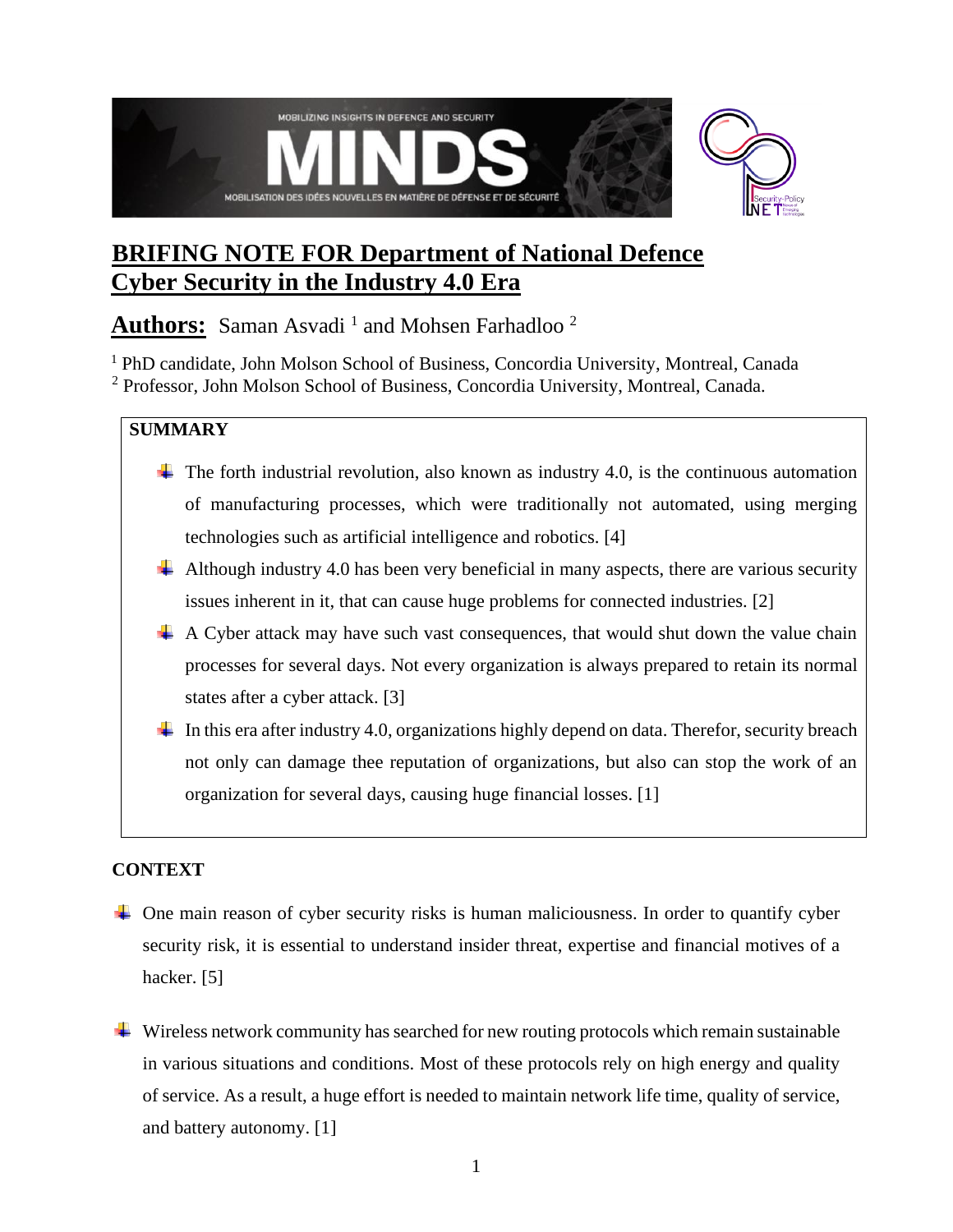# BRIFING NOTE FOR Department of National Defence
# Cyber Security in the Industry 4.0 Era

**Authors:** Saman Asvadi [1] and Mohsen Farhadloo [2]

[1] PhD candidate, John Molson School of Business, Concordia University, Montreal, Canada
[2] Professor, John Molson School of Business, Concordia University, Montreal, Canada.

**SUMMARY**

- The forth industrial revolution, also known as industry 4.0, is the continuous automation of manufacturing processes, which were traditionally not automated, using merging technologies such as artificial intelligence and robotics. [4]
- Although industry 4.0 has been very beneficial in many aspects, there are various security issues inherent in it, that can cause huge problems for connected industries. [2]
- A Cyber attack may have such vast consequences, that would shut down the value chain processes for several days. Not every organization is always prepared to retain its normal states after a cyber attack. [3]
- In this era after industry 4.0, organizations highly depend on data. Therefor, security breach not only can damage thee reputation of organizations, but also can stop the work of an organization for several days, causing huge financial losses. [1]

**CONTEXT**

- One main reason of cyber security risks is human maliciousness. In order to quantify cyber security risk, it is essential to understand insider threat, expertise and financial motives of a hacker. [5]

- Wireless network community has searched for new routing protocols which remain sustainable in various situations and conditions. Most of these protocols rely on high energy and quality of service. As a result, a huge effort is needed to maintain network life time, quality of service, and battery autonomy. [1]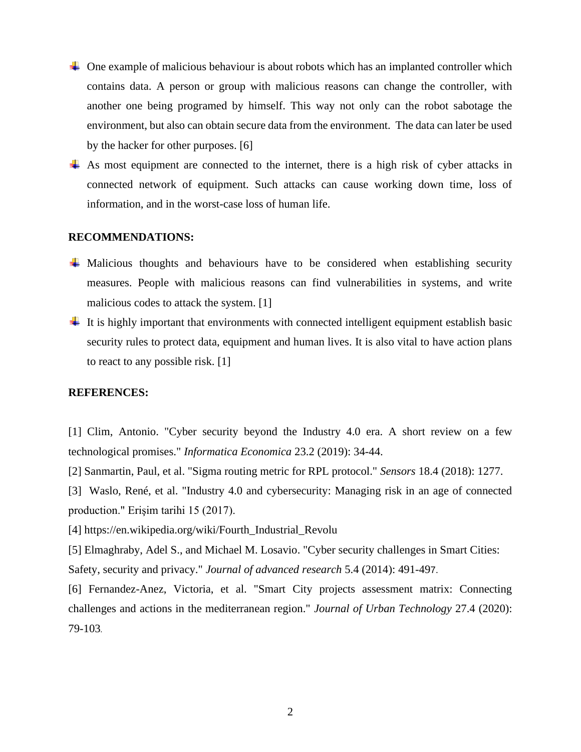- One example of malicious behaviour is about robots which has an implanted controller which contains data. A person or group with malicious reasons can change the controller, with another one being programed by himself. This way not only can the robot sabotage the environment, but also can obtain secure data from the environment. The data can later be used by the hacker for other purposes. [6]
- As most equipment are connected to the internet, there is a high risk of cyber attacks in connected network of equipment. Such attacks can cause working down time, loss of information, and in the worst-case loss of human life.

**RECOMMENDATIONS:**

- Malicious thoughts and behaviours have to be considered when establishing security measures. People with malicious reasons can find vulnerabilities in systems, and write malicious codes to attack the system. [1]
- It is highly important that environments with connected intelligent equipment establish basic security rules to protect data, equipment and human lives. It is also vital to have action plans to react to any possible risk. [1]

**REFERENCES:**

[1] Clim, Antonio. "Cyber security beyond the Industry 4.0 era. A short review on a few technological promises." *Informatica Economica* 23.2 (2019): 34-44.

[2] Sanmartin, Paul, et al. "Sigma routing metric for RPL protocol." *Sensors* 18.4 (2018): 1277.

[3] Waslo, René, et al. "Industry 4.0 and cybersecurity: Managing risk in an age of connected production." Erişim tarihi 15 (2017).

[4] https://en.wikipedia.org/wiki/Fourth_Industrial_Revolu

[5] Elmaghraby, Adel S., and Michael M. Losavio. "Cyber security challenges in Smart Cities: Safety, security and privacy." *Journal of advanced research* 5.4 (2014): 491-497.

[6] Fernandez-Anez, Victoria, et al. "Smart City projects assessment matrix: Connecting challenges and actions in the mediterranean region." *Journal of Urban Technology* 27.4 (2020): 79-103.